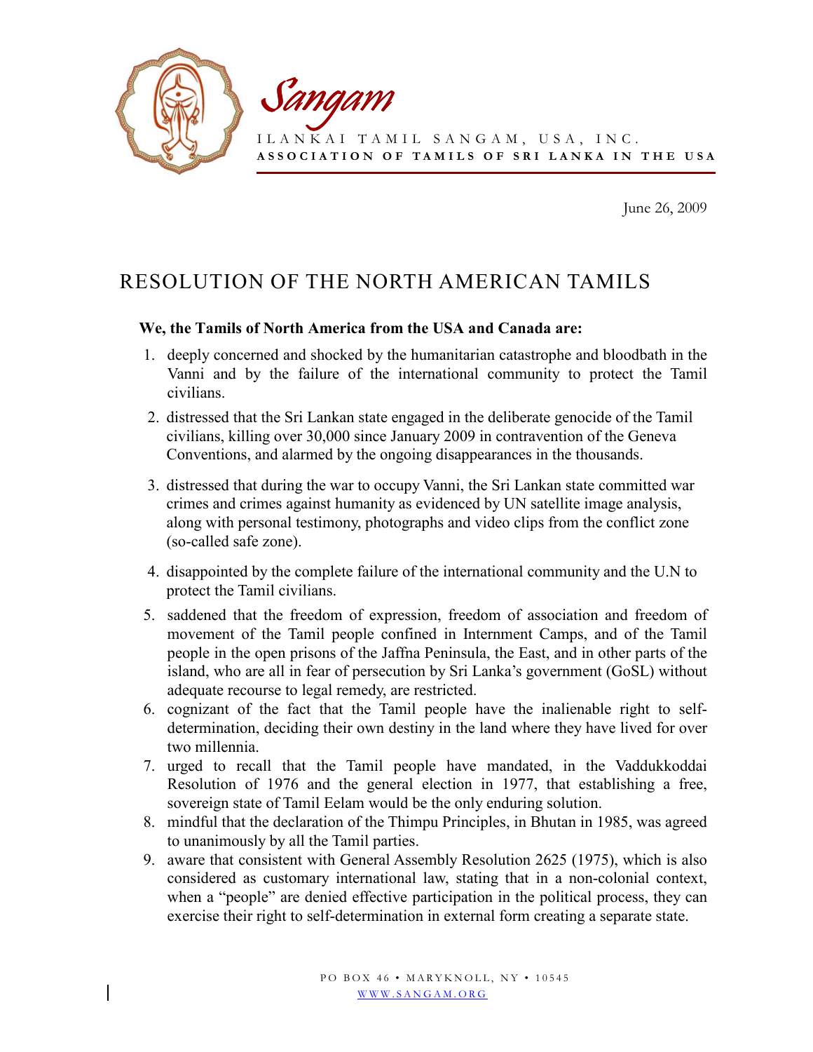*Sangam*

ILANKAI TAMIL SANGAM, USA, INC.
**ASSOCIATION OF TAMILS OF SRI LANKA IN THE USA**

June 26, 2009

# RESOLUTION OF THE NORTH AMERICAN TAMILS

**We, the Tamils of North America from the USA and Canada are:**

1. deeply concerned and shocked by the humanitarian catastrophe and bloodbath in the Vanni and by the failure of the international community to protect the Tamil civilians.
2. distressed that the Sri Lankan state engaged in the deliberate genocide of the Tamil civilians, killing over 30,000 since January 2009 in contravention of the Geneva Conventions, and alarmed by the ongoing disappearances in the thousands.
3. distressed that during the war to occupy Vanni, the Sri Lankan state committed war crimes and crimes against humanity as evidenced by UN satellite image analysis, along with personal testimony, photographs and video clips from the conflict zone (so-called safe zone).
4. disappointed by the complete failure of the international community and the U.N to protect the Tamil civilians.
5. saddened that the freedom of expression, freedom of association and freedom of movement of the Tamil people confined in Internment Camps, and of the Tamil people in the open prisons of the Jaffna Peninsula, the East, and in other parts of the island, who are all in fear of persecution by Sri Lanka's government (GoSL) without adequate recourse to legal remedy, are restricted.
6. cognizant of the fact that the Tamil people have the inalienable right to self-determination, deciding their own destiny in the land where they have lived for over two millennia.
7. urged to recall that the Tamil people have mandated, in the Vaddukkoddai Resolution of 1976 and the general election in 1977, that establishing a free, sovereign state of Tamil Eelam would be the only enduring solution.
8. mindful that the declaration of the Thimpu Principles, in Bhutan in 1985, was agreed to unanimously by all the Tamil parties.
9. aware that consistent with General Assembly Resolution 2625 (1975), which is also considered as customary international law, stating that in a non-colonial context, when a "people" are denied effective participation in the political process, they can exercise their right to self-determination in external form creating a separate state.

PO BOX 46 • MARYKNOLL, NY • 10545
WWW.SANGAM.ORG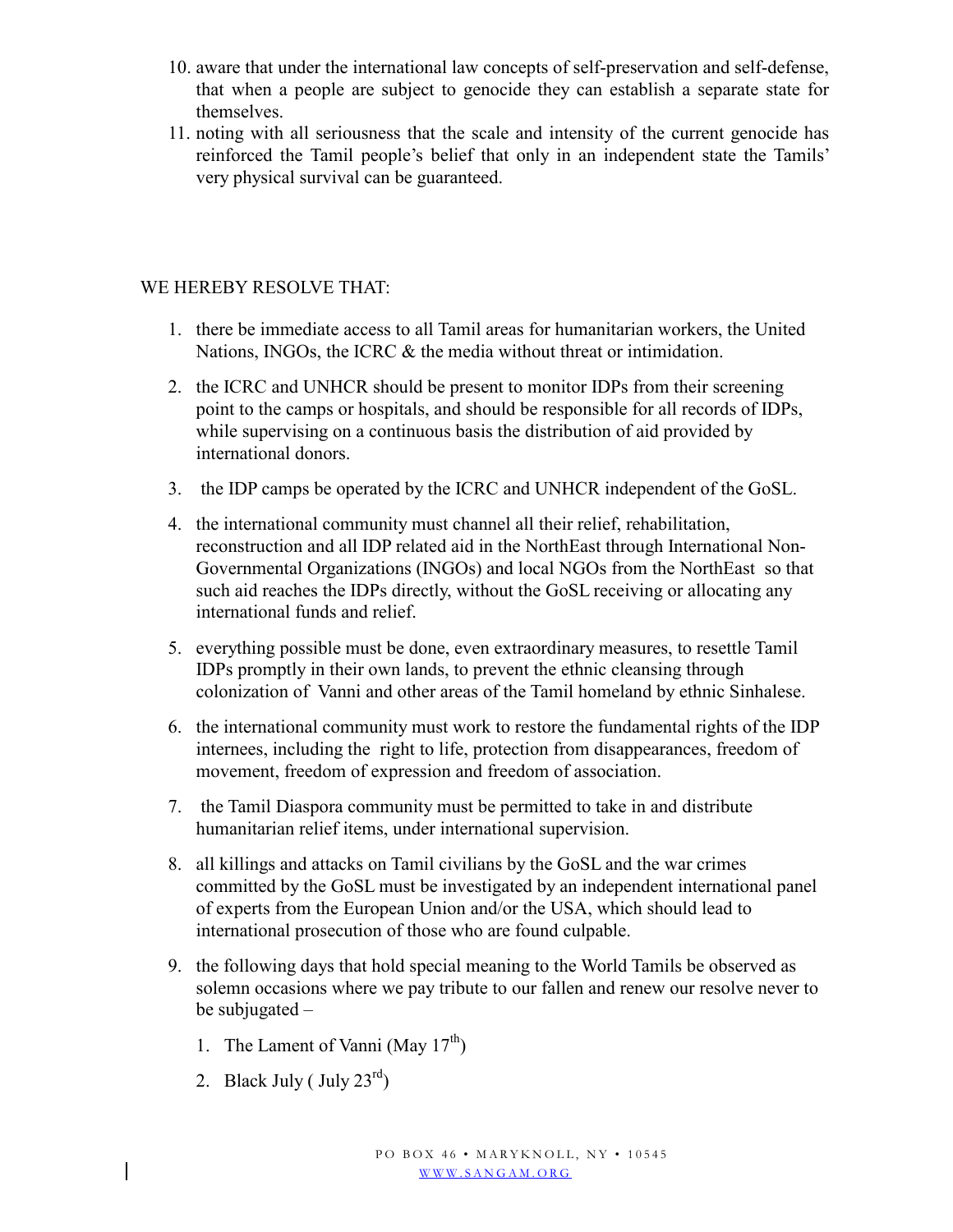10. aware that under the international law concepts of self-preservation and self-defense, that when a people are subject to genocide they can establish a separate state for themselves.
11. noting with all seriousness that the scale and intensity of the current genocide has reinforced the Tamil people's belief that only in an independent state the Tamils' very physical survival can be guaranteed.

WE HEREBY RESOLVE THAT:

1. there be immediate access to all Tamil areas for humanitarian workers, the United Nations, INGOs, the ICRC & the media without threat or intimidation.
2. the ICRC and UNHCR should be present to monitor IDPs from their screening point to the camps or hospitals, and should be responsible for all records of IDPs, while supervising on a continuous basis the distribution of aid provided by international donors.
3. the IDP camps be operated by the ICRC and UNHCR independent of the GoSL.
4. the international community must channel all their relief, rehabilitation, reconstruction and all IDP related aid in the NorthEast through International Non-Governmental Organizations (INGOs) and local NGOs from the NorthEast so that such aid reaches the IDPs directly, without the GoSL receiving or allocating any international funds and relief.
5. everything possible must be done, even extraordinary measures, to resettle Tamil IDPs promptly in their own lands, to prevent the ethnic cleansing through colonization of Vanni and other areas of the Tamil homeland by ethnic Sinhalese.
6. the international community must work to restore the fundamental rights of the IDP internees, including the right to life, protection from disappearances, freedom of movement, freedom of expression and freedom of association.
7. the Tamil Diaspora community must be permitted to take in and distribute humanitarian relief items, under international supervision.
8. all killings and attacks on Tamil civilians by the GoSL and the war crimes committed by the GoSL must be investigated by an independent international panel of experts from the European Union and/or the USA, which should lead to international prosecution of those who are found culpable.
9. the following days that hold special meaning to the World Tamils be observed as solemn occasions where we pay tribute to our fallen and renew our resolve never to be subjugated –
   1. The Lament of Vanni (May 17th)
   2. Black July ( July 23rd)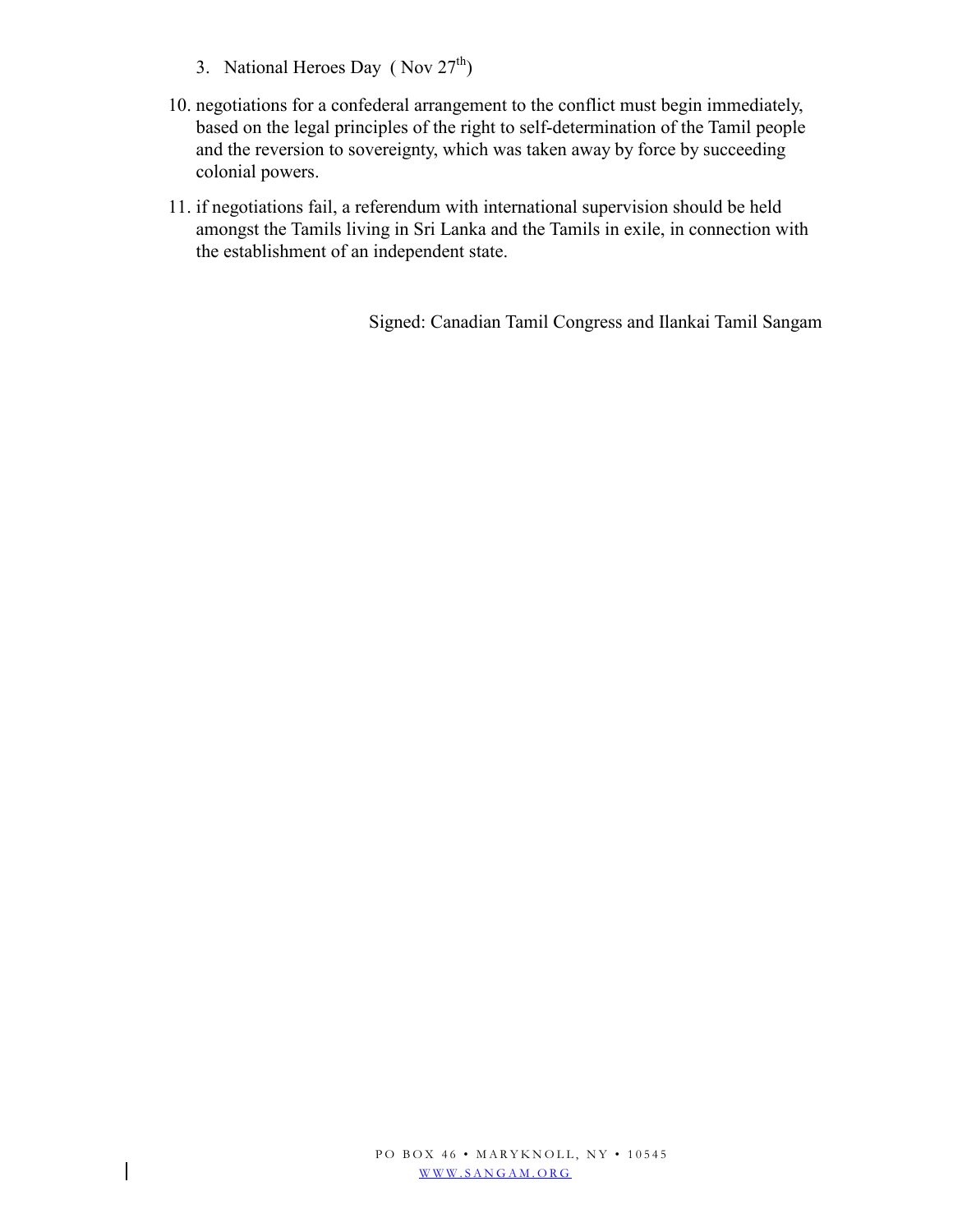3. National Heroes Day ( Nov 27th)

10. negotiations for a confederal arrangement to the conflict must begin immediately, based on the legal principles of the right to self-determination of the Tamil people and the reversion to sovereignty, which was taken away by force by succeeding colonial powers.

11. if negotiations fail, a referendum with international supervision should be held amongst the Tamils living in Sri Lanka and the Tamils in exile, in connection with the establishment of an independent state.

Signed: Canadian Tamil Congress and Ilankai Tamil Sangam